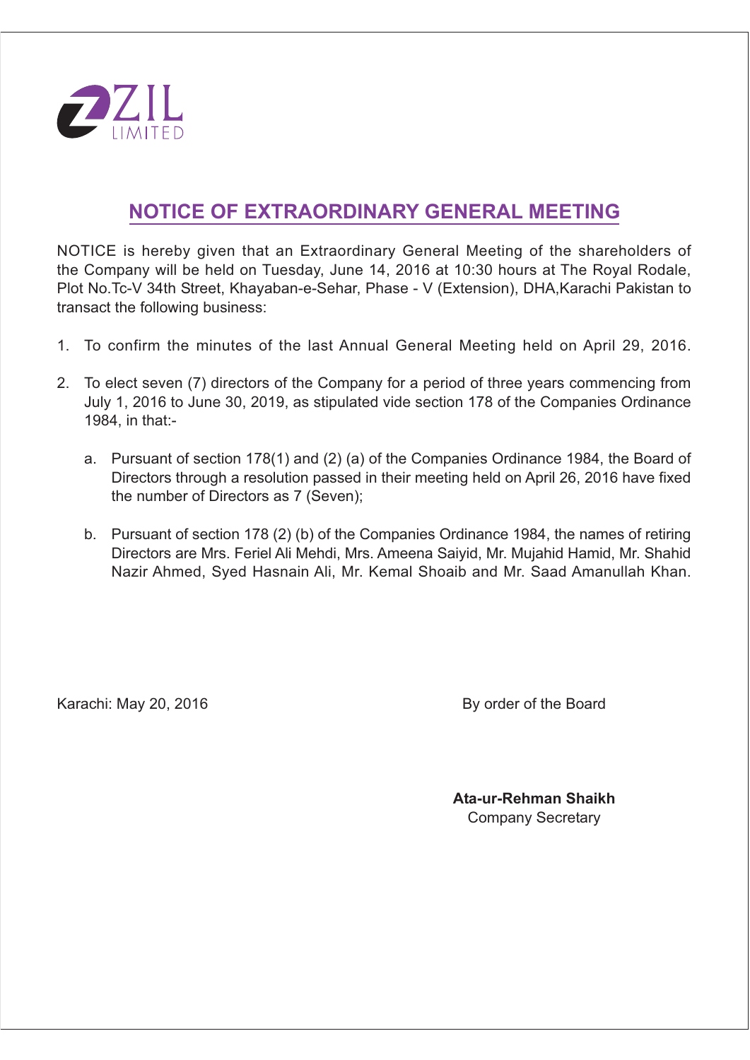ZIL LIMITED

# NOTICE OF EXTRAORDINARY GENERAL MEETING

NOTICE is hereby given that an Extraordinary General Meeting of the shareholders of the Company will be held on Tuesday, June 14, 2016 at 10:30 hours at The Royal Rodale, Plot No.Tc-V 34th Street, Khayaban-e-Sehar, Phase - V (Extension), DHA,Karachi Pakistan to transact the following business:

1. To confirm the minutes of the last Annual General Meeting held on April 29, 2016.
2. To elect seven (7) directors of the Company for a period of three years commencing from July 1, 2016 to June 30, 2019, as stipulated vide section 178 of the Companies Ordinance 1984, in that:-
   a. Pursuant of section 178(1) and (2) (a) of the Companies Ordinance 1984, the Board of Directors through a resolution passed in their meeting held on April 26, 2016 have fixed the number of Directors as 7 (Seven);
   b. Pursuant of section 178 (2) (b) of the Companies Ordinance 1984, the names of retiring Directors are Mrs. Feriel Ali Mehdi, Mrs. Ameena Saiyid, Mr. Mujahid Hamid, Mr. Shahid Nazir Ahmed, Syed Hasnain Ali, Mr. Kemal Shoaib and Mr. Saad Amanullah Khan.

Karachi: May 20, 2016

By order of the Board

**Ata-ur-Rehman Shaikh**
Company Secretary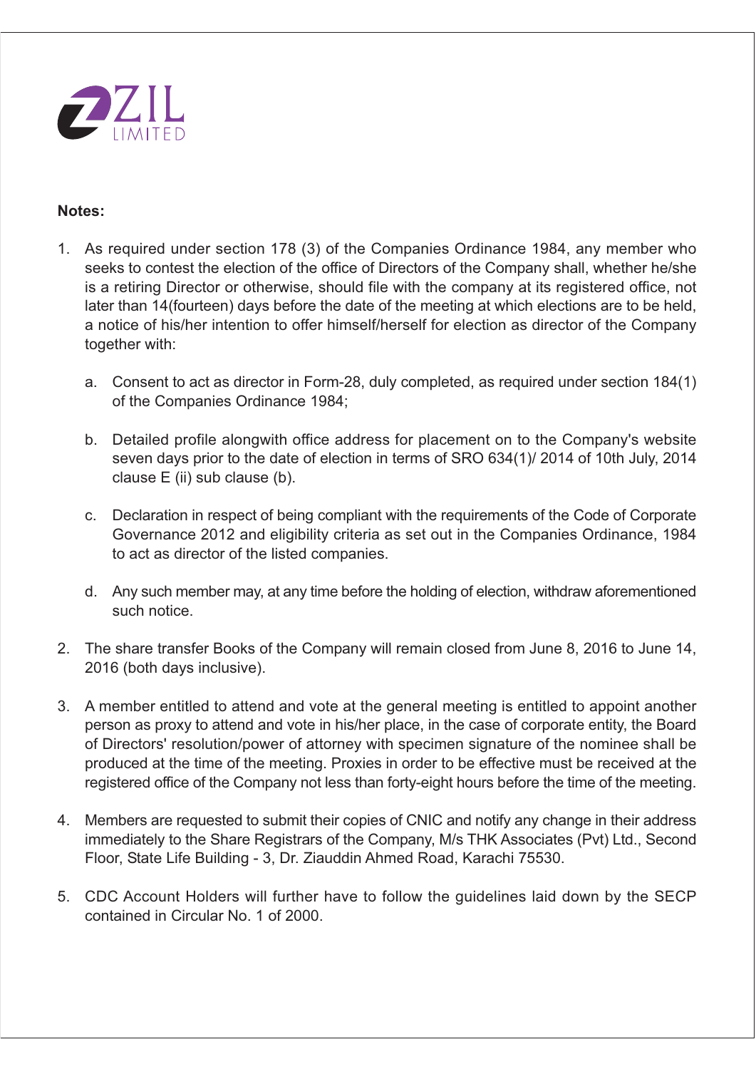**Notes:**

1. As required under section 178 (3) of the Companies Ordinance 1984, any member who seeks to contest the election of the office of Directors of the Company shall, whether he/she is a retiring Director or otherwise, should file with the company at its registered office, not later than 14(fourteen) days before the date of the meeting at which elections are to be held, a notice of his/her intention to offer himself/herself for election as director of the Company together with:

   a. Consent to act as director in Form-28, duly completed, as required under section 184(1) of the Companies Ordinance 1984;

   b. Detailed profile alongwith office address for placement on to the Company's website seven days prior to the date of election in terms of SRO 634(1)/ 2014 of 10th July, 2014 clause E (ii) sub clause (b).

   c. Declaration in respect of being compliant with the requirements of the Code of Corporate Governance 2012 and eligibility criteria as set out in the Companies Ordinance, 1984 to act as director of the listed companies.

   d. Any such member may, at any time before the holding of election, withdraw aforementioned such notice.

2. The share transfer Books of the Company will remain closed from June 8, 2016 to June 14, 2016 (both days inclusive).

3. A member entitled to attend and vote at the general meeting is entitled to appoint another person as proxy to attend and vote in his/her place, in the case of corporate entity, the Board of Directors' resolution/power of attorney with specimen signature of the nominee shall be produced at the time of the meeting. Proxies in order to be effective must be received at the registered office of the Company not less than forty-eight hours before the time of the meeting.

4. Members are requested to submit their copies of CNIC and notify any change in their address immediately to the Share Registrars of the Company, M/s THK Associates (Pvt) Ltd., Second Floor, State Life Building - 3, Dr. Ziauddin Ahmed Road, Karachi 75530.

5. CDC Account Holders will further have to follow the guidelines laid down by the SECP contained in Circular No. 1 of 2000.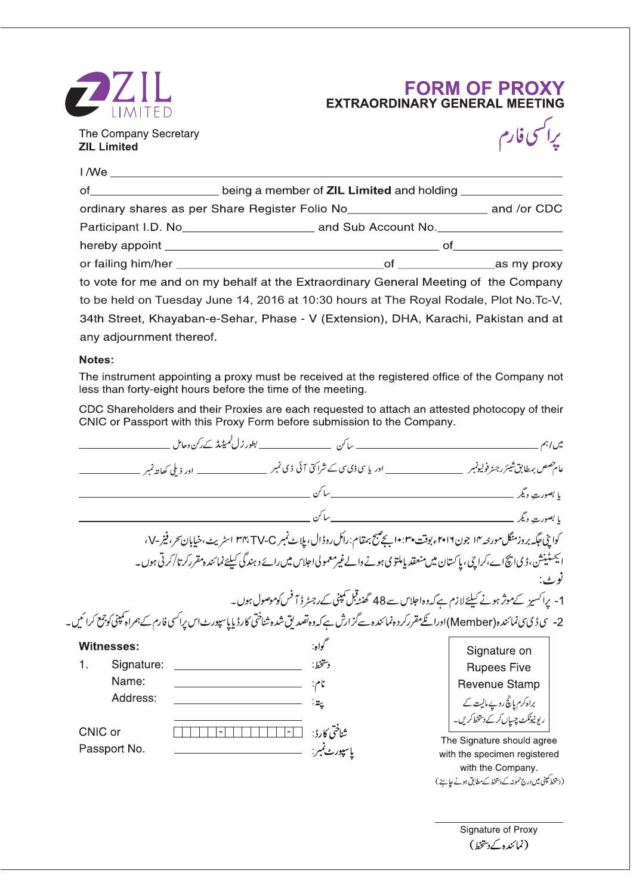ZIL LIMITED

# FORM OF PROXY

## EXTRAORDINARY GENERAL MEETING

پراکسی فارم

The Company Secretary
**ZIL Limited**

I /We ________________________________________________

of____________________ being a member of **ZIL Limited** and holding ________________

ordinary shares as per Share Register Folio No____________________ and /or CDC

Participant I.D. No____________________ and Sub Account No.____________________

hereby appoint ________________________________________ of________________

or failing him/her ______________________________of ______________as my proxy

to vote for me and on my behalf at the Extraordinary General Meeting of the Company to be held on Tuesday June 14, 2016 at 10:30 hours at The Royal Rodale, Plot No.Tc-V, 34th Street, Khayaban-e-Sehar, Phase - V (Extension), DHA, Karachi, Pakistan and at any adjournment thereof.

**Notes:**

The instrument appointing a proxy must be received at the registered office of the Company not less than forty-eight hours before the time of the meeting.

CDC Shareholders and their Proxies are each requested to attach an attested photocopy of their CNIC or Passport with this Proxy Form before submission to the Company.

میں/ہم ______________________ ساکن ______________ بطور زل لمیٹڈ کے رکن وحامل ______________

عام حصص بمطابق شیئر رجسٹر فولیونمبر ______________ اور یا سی ڈی سی کے شراکتی آئی ڈی نمبر ______________ اور ذیلی کھاتہ نمبر ______________

یا بصورت دیگر ______________________________ ساکن ______________________________

یا بصورت دیگر ______________________________ ساکن ______________________________

کو اپنی جگہ بروز منگل مورخہ ۱۴ جون ۲۰۱۶ء بوقت ۱۰:۳۰ بجے صبح بمقام: رائل روڈال، پلاٹ نمبر TV-C، ۳۴ اسٹریٹ، خیابان سحر، فیز-V، ایکسٹینشن، ڈی ایچ اے، کراچی، پاکستان میں منعقد یا ملتوی ہونے والے غیر معمولی اجلاس میں رائے دہندگی کیلئے نمائندہ مقرر کرتا/کرتی ہوں۔

نوٹ:

1- پراکسیز کے موثر ہونے کیلئے لازم ہے کہ وہ اجلاس سے 48 گھنٹے قبل کمپنی کے رجسٹرڈ آفس کو موصول ہوں۔

2- سی ڈی سی نمائندہ (Member) اور انکے مقرر کردہ نمائندہ سے گزارش ہے کہ وہ تصدیق شدہ شناختی کارڈ یا پاسپورٹ اس پراکسی فارم کے ہمراہ کمپنی کو جمع کرائیں۔

**Witnesses:** گواہ:

1. Signature: ____________________ دستخط:
   Name: ____________________ نام:
   Address: ____________________ پتہ:
   ____________________

CNIC or Passport No. ☐☐☐☐☐-☐☐☐☐☐☐☐-☐ شناختی کارڈ / پاسپورٹ نمبر: ____________________

Signature on Rupees Five Revenue Stamp

براہ کرم پانچ روپے مالیت کے ریونیو ٹکٹ چسپاں کرکے دستخط کریں۔

The Signature should agree with the specimen registered with the Company.

(دستخط کمپنی میں درج نمونہ کے دستخط کے مطابق ہونے چاہئے)

____________________
Signature of Proxy
(نمائندہ کے دستخط)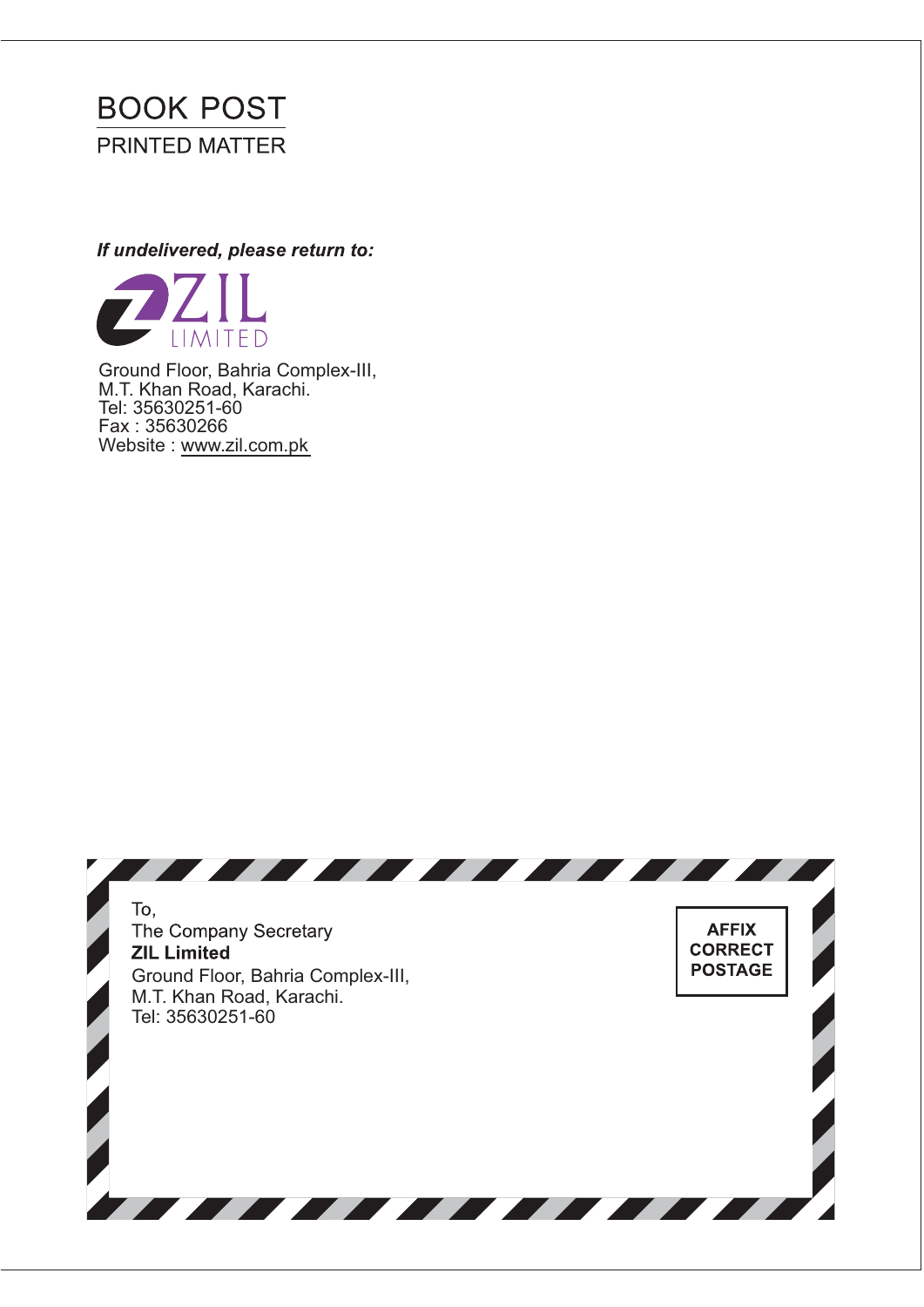# BOOK POST

PRINTED MATTER

***If undelivered, please return to:***

ZIL LIMITED

Ground Floor, Bahria Complex-III,
M.T. Khan Road, Karachi.
Tel: 35630251-60
Fax : 35630266
Website : www.zil.com.pk

To,
The Company Secretary
**ZIL Limited**
Ground Floor, Bahria Complex-III,
M.T. Khan Road, Karachi.
Tel: 35630251-60

**AFFIX CORRECT POSTAGE**